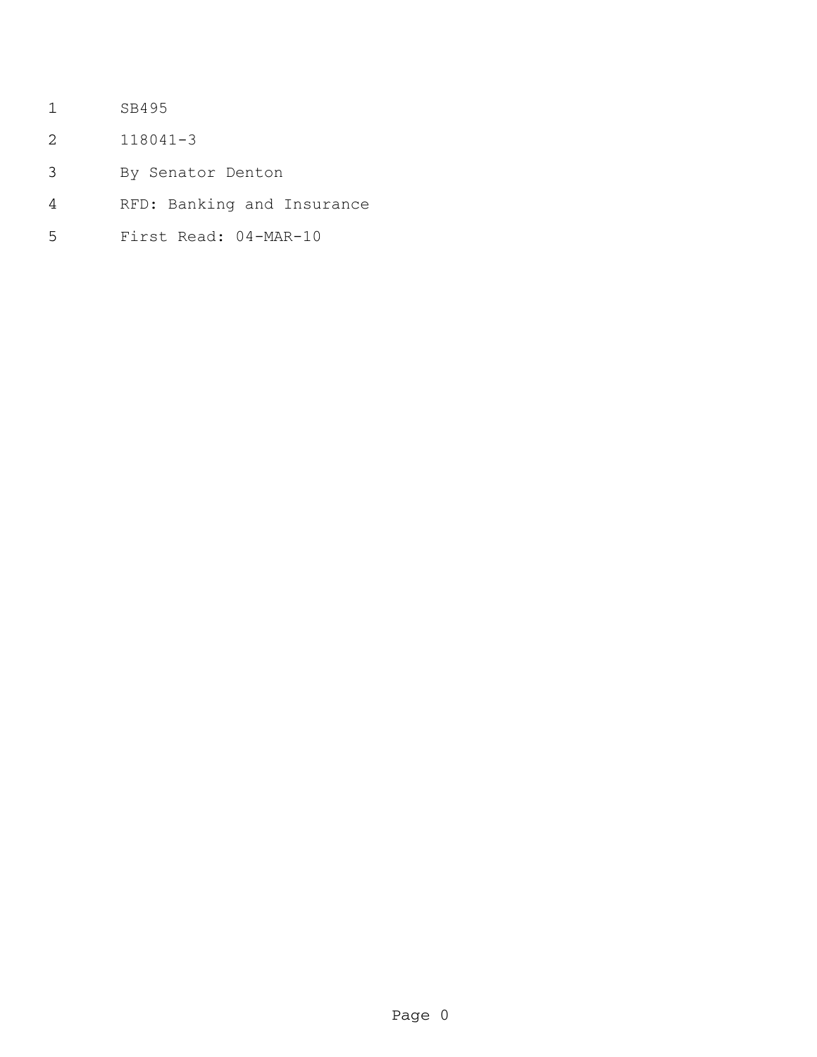SB495

118041-3

By Senator Denton

RFD: Banking and Insurance

First Read: 04-MAR-10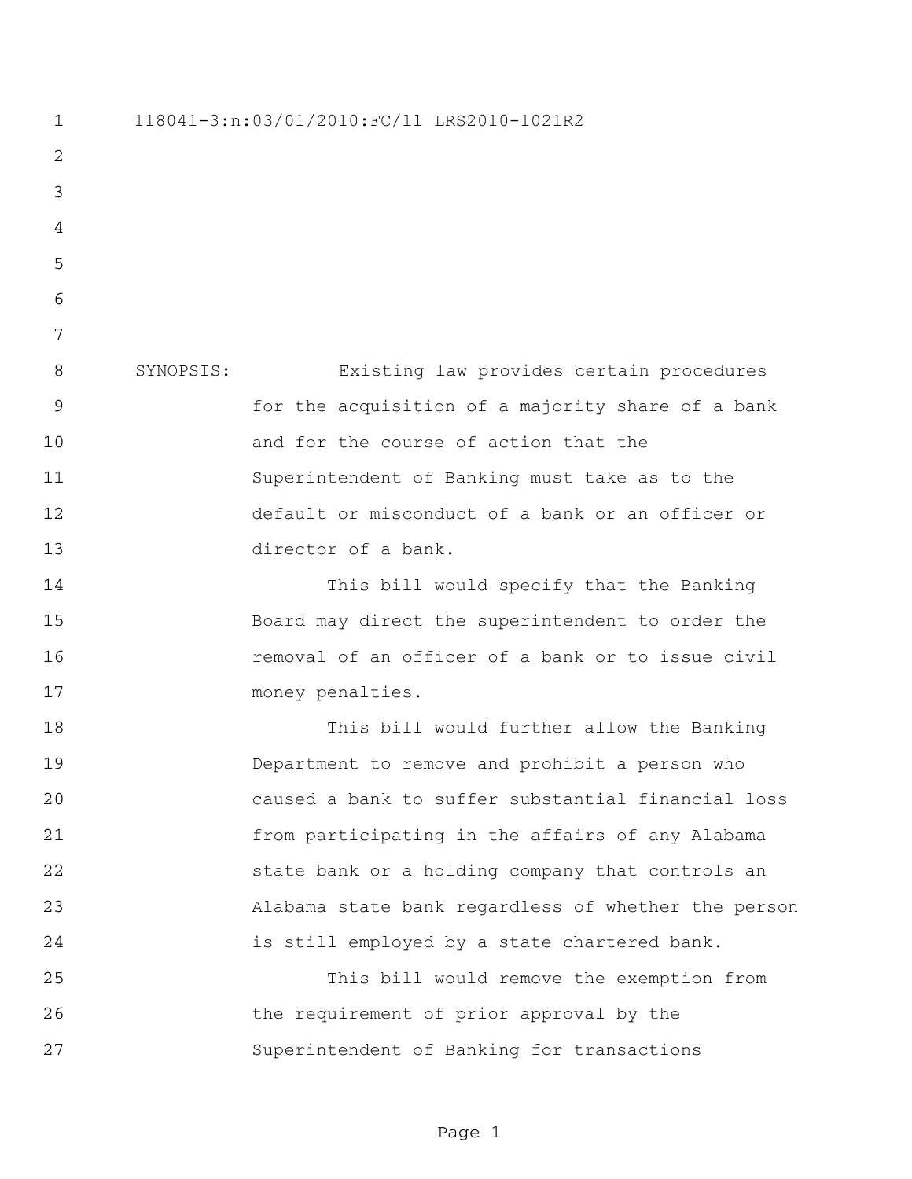118041-3:n:03/01/2010:FC/ll LRS2010-1021R2

SYNOPSIS: Existing law provides certain procedures for the acquisition of a majority share of a bank and for the course of action that the Superintendent of Banking must take as to the default or misconduct of a bank or an officer or director of a bank.

This bill would specify that the Banking Board may direct the superintendent to order the removal of an officer of a bank or to issue civil money penalties.

This bill would further allow the Banking Department to remove and prohibit a person who caused a bank to suffer substantial financial loss from participating in the affairs of any Alabama state bank or a holding company that controls an Alabama state bank regardless of whether the person is still employed by a state chartered bank.

This bill would remove the exemption from the requirement of prior approval by the Superintendent of Banking for transactions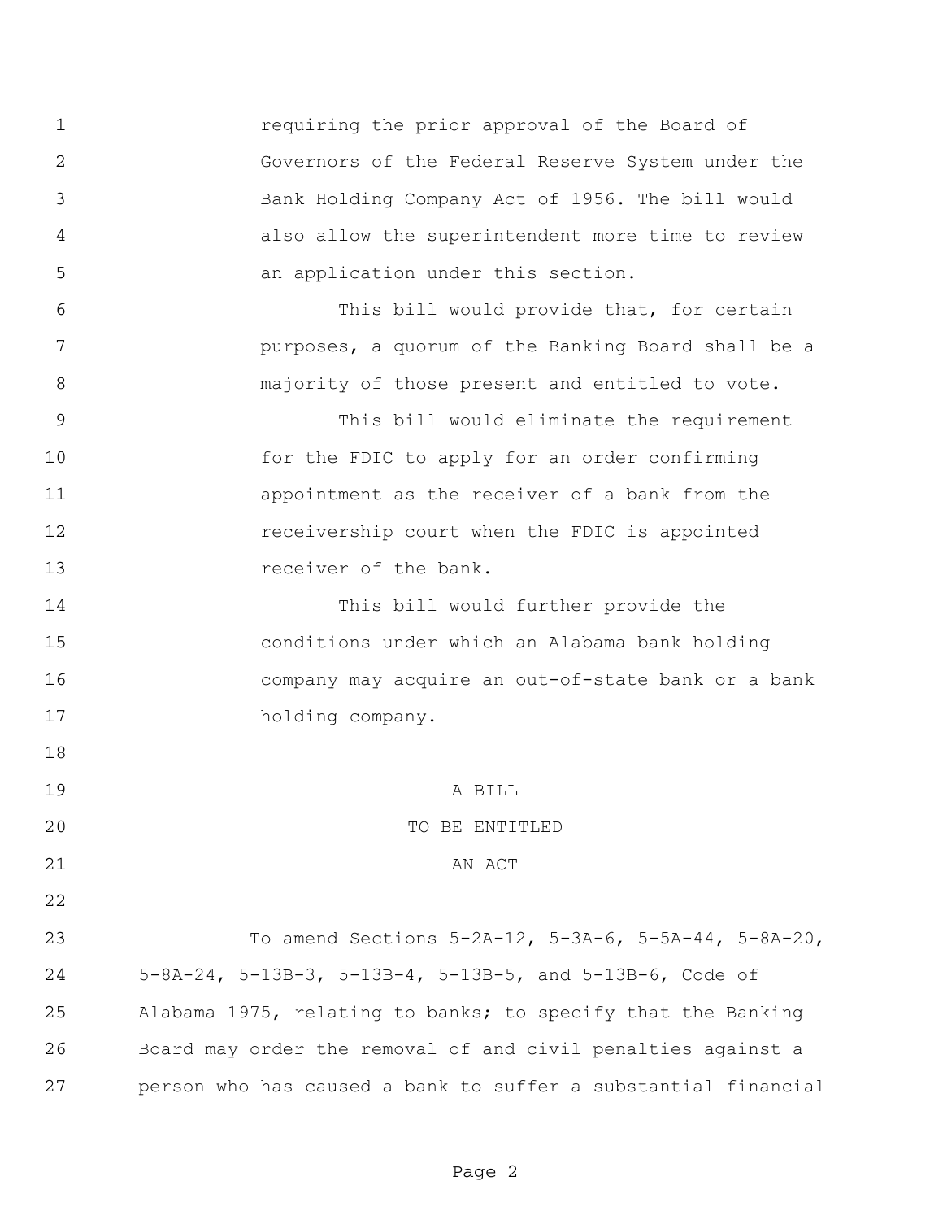requiring the prior approval of the Board of Governors of the Federal Reserve System under the Bank Holding Company Act of 1956. The bill would also allow the superintendent more time to review an application under this section.

This bill would provide that, for certain purposes, a quorum of the Banking Board shall be a majority of those present and entitled to vote.

This bill would eliminate the requirement for the FDIC to apply for an order confirming appointment as the receiver of a bank from the receivership court when the FDIC is appointed receiver of the bank.

This bill would further provide the conditions under which an Alabama bank holding company may acquire an out-of-state bank or a bank holding company.

A BILL

TO BE ENTITLED

AN ACT

To amend Sections 5-2A-12, 5-3A-6, 5-5A-44, 5-8A-20, 5-8A-24, 5-13B-3, 5-13B-4, 5-13B-5, and 5-13B-6, Code of Alabama 1975, relating to banks; to specify that the Banking Board may order the removal of and civil penalties against a person who has caused a bank to suffer a substantial financial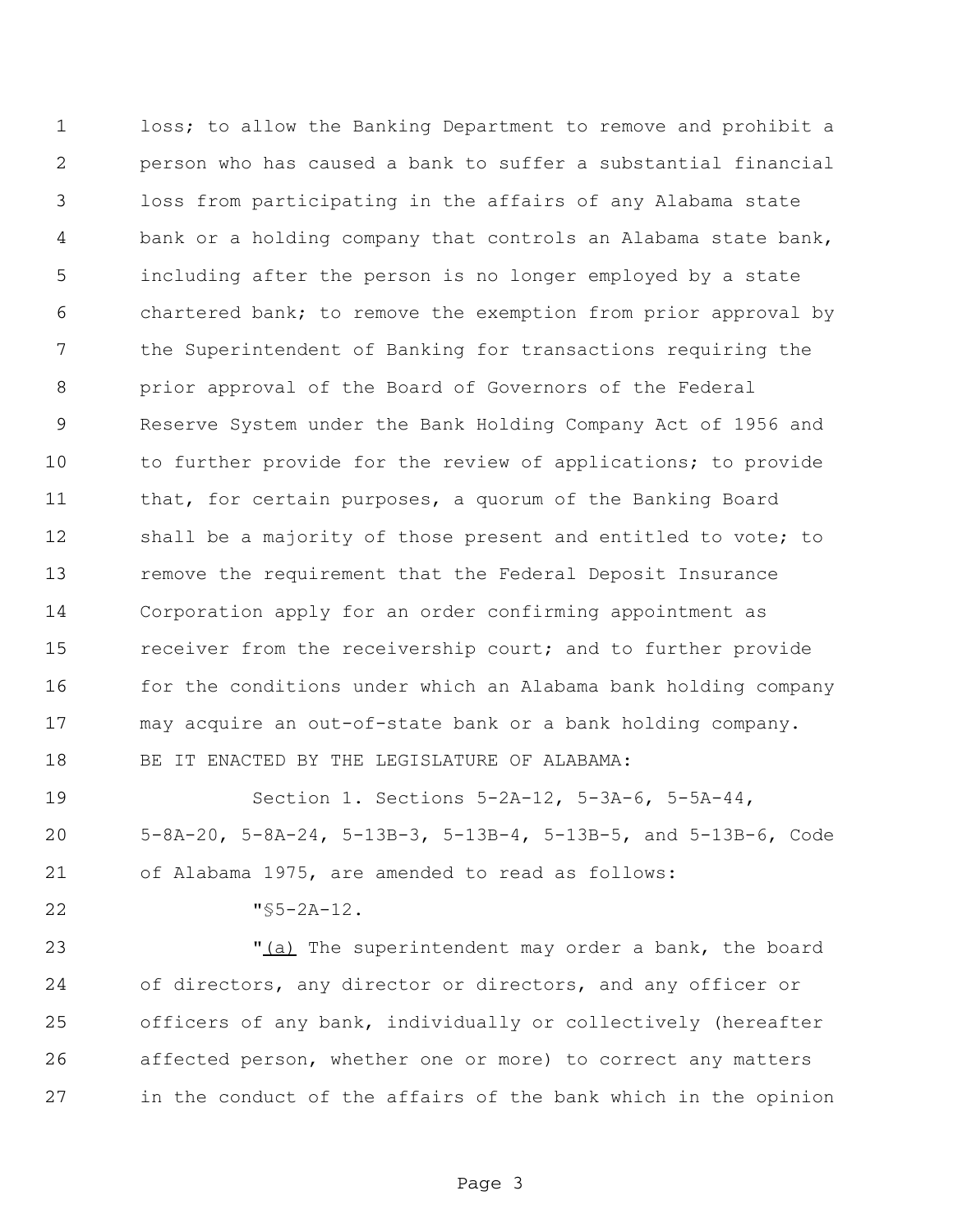loss; to allow the Banking Department to remove and prohibit a person who has caused a bank to suffer a substantial financial loss from participating in the affairs of any Alabama state bank or a holding company that controls an Alabama state bank, including after the person is no longer employed by a state chartered bank; to remove the exemption from prior approval by the Superintendent of Banking for transactions requiring the prior approval of the Board of Governors of the Federal Reserve System under the Bank Holding Company Act of 1956 and to further provide for the review of applications; to provide that, for certain purposes, a quorum of the Banking Board shall be a majority of those present and entitled to vote; to remove the requirement that the Federal Deposit Insurance Corporation apply for an order confirming appointment as receiver from the receivership court; and to further provide for the conditions under which an Alabama bank holding company may acquire an out-of-state bank or a bank holding company.

BE IT ENACTED BY THE LEGISLATURE OF ALABAMA:

Section 1. Sections 5-2A-12, 5-3A-6, 5-5A-44, 5-8A-20, 5-8A-24, 5-13B-3, 5-13B-4, 5-13B-5, and 5-13B-6, Code of Alabama 1975, are amended to read as follows:

"§5-2A-12.

"(a) The superintendent may order a bank, the board of directors, any director or directors, and any officer or officers of any bank, individually or collectively (hereafter affected person, whether one or more) to correct any matters in the conduct of the affairs of the bank which in the opinion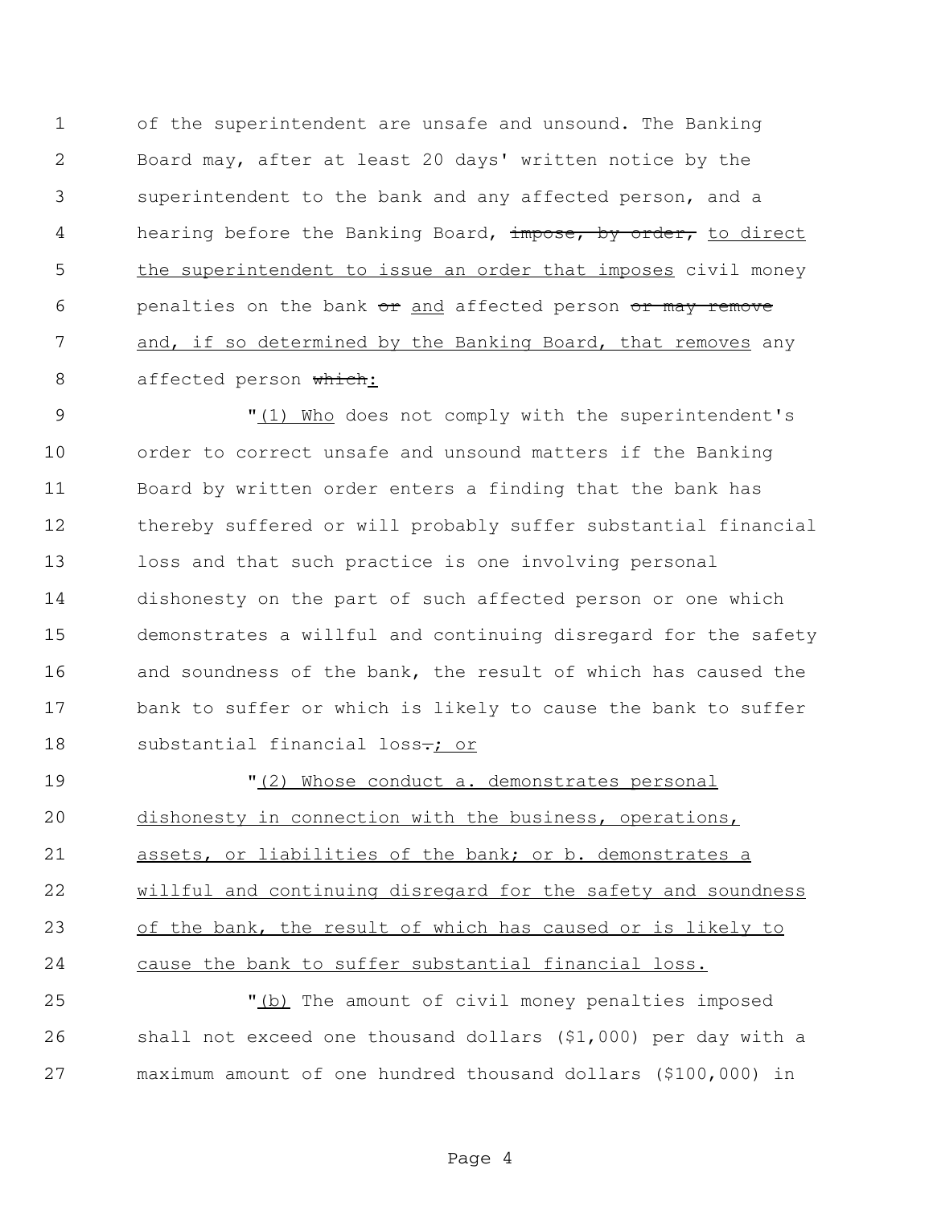of the superintendent are unsafe and unsound. The Banking Board may, after at least 20 days' written notice by the superintendent to the bank and any affected person, and a hearing before the Banking Board, ~~impose, by order,~~ <u>to direct the superintendent to issue an order that imposes</u> civil money penalties on the bank ~~or~~ <u>and</u> affected person ~~or may remove~~ <u>and, if so determined by the Banking Board, that removes</u> any affected person ~~which~~<u>:</u>

"<u>(1) Who</u> does not comply with the superintendent's order to correct unsafe and unsound matters if the Banking Board by written order enters a finding that the bank has thereby suffered or will probably suffer substantial financial loss and that such practice is one involving personal dishonesty on the part of such affected person or one which demonstrates a willful and continuing disregard for the safety and soundness of the bank, the result of which has caused the bank to suffer or which is likely to cause the bank to suffer substantial financial loss~~.~~<u>; or</u>

"<u>(2) Whose conduct a. demonstrates personal dishonesty in connection with the business, operations, assets, or liabilities of the bank; or b. demonstrates a willful and continuing disregard for the safety and soundness of the bank, the result of which has caused or is likely to cause the bank to suffer substantial financial loss.</u>

"<u>(b)</u> The amount of civil money penalties imposed shall not exceed one thousand dollars ($1,000) per day with a maximum amount of one hundred thousand dollars ($100,000) in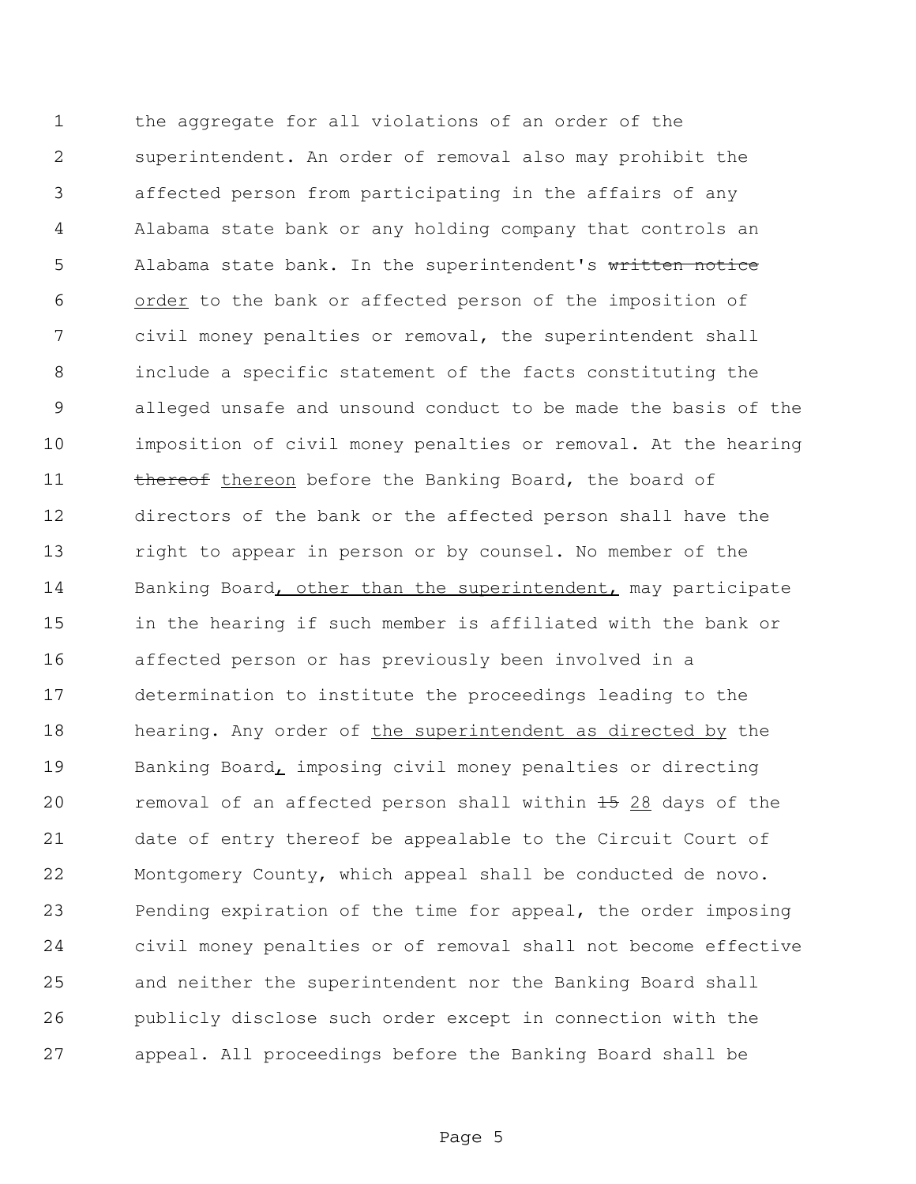the aggregate for all violations of an order of the superintendent. An order of removal also may prohibit the affected person from participating in the affairs of any Alabama state bank or any holding company that controls an Alabama state bank. In the superintendent's ~~written notice~~ <u>order</u> to the bank or affected person of the imposition of civil money penalties or removal, the superintendent shall include a specific statement of the facts constituting the alleged unsafe and unsound conduct to be made the basis of the imposition of civil money penalties or removal. At the hearing ~~thereof~~ <u>thereon</u> before the Banking Board, the board of directors of the bank or the affected person shall have the right to appear in person or by counsel. No member of the Banking Board<u>, other than the superintendent,</u> may participate in the hearing if such member is affiliated with the bank or affected person or has previously been involved in a determination to institute the proceedings leading to the hearing. Any order of <u>the superintendent as directed by</u> the Banking Board<u>,</u> imposing civil money penalties or directing removal of an affected person shall within ~~15~~ <u>28</u> days of the date of entry thereof be appealable to the Circuit Court of Montgomery County, which appeal shall be conducted de novo. Pending expiration of the time for appeal, the order imposing civil money penalties or of removal shall not become effective and neither the superintendent nor the Banking Board shall publicly disclose such order except in connection with the appeal. All proceedings before the Banking Board shall be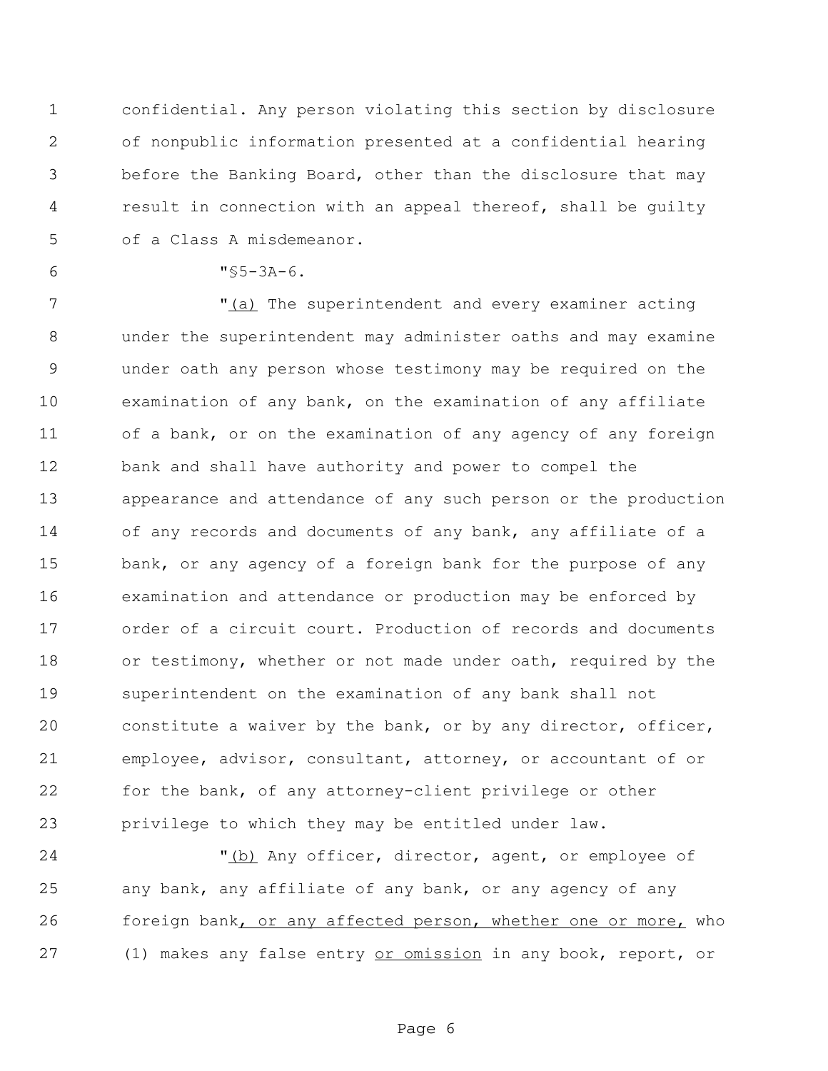confidential. Any person violating this section by disclosure of nonpublic information presented at a confidential hearing before the Banking Board, other than the disclosure that may result in connection with an appeal thereof, shall be guilty of a Class A misdemeanor.

"§5-3A-6.

"<u>(a)</u> The superintendent and every examiner acting under the superintendent may administer oaths and may examine under oath any person whose testimony may be required on the examination of any bank, on the examination of any affiliate of a bank, or on the examination of any agency of any foreign bank and shall have authority and power to compel the appearance and attendance of any such person or the production of any records and documents of any bank, any affiliate of a bank, or any agency of a foreign bank for the purpose of any examination and attendance or production may be enforced by order of a circuit court. Production of records and documents or testimony, whether or not made under oath, required by the superintendent on the examination of any bank shall not constitute a waiver by the bank, or by any director, officer, employee, advisor, consultant, attorney, or accountant of or for the bank, of any attorney-client privilege or other privilege to which they may be entitled under law.

"<u>(b)</u> Any officer, director, agent, or employee of any bank, any affiliate of any bank, or any agency of any foreign bank<u>, or any affected person, whether one or more,</u> who (1) makes any false entry <u>or omission</u> in any book, report, or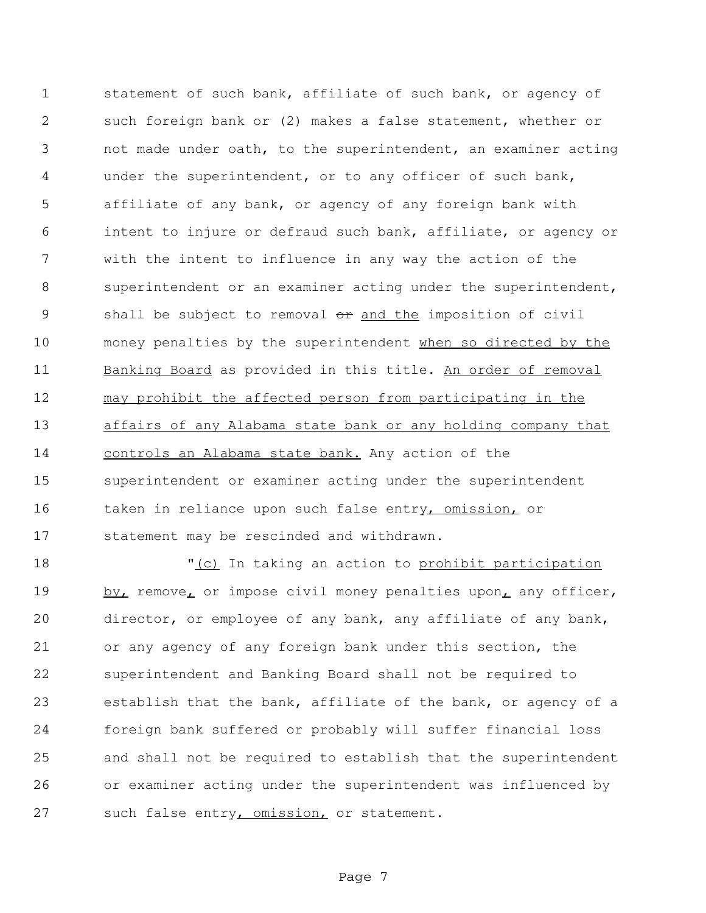statement of such bank, affiliate of such bank, or agency of such foreign bank or (2) makes a false statement, whether or not made under oath, to the superintendent, an examiner acting under the superintendent, or to any officer of such bank, affiliate of any bank, or agency of any foreign bank with intent to injure or defraud such bank, affiliate, or agency or with the intent to influence in any way the action of the superintendent or an examiner acting under the superintendent, shall be subject to removal ~~or~~ and the imposition of civil money penalties by the superintendent when so directed by the Banking Board as provided in this title. An order of removal may prohibit the affected person from participating in the affairs of any Alabama state bank or any holding company that controls an Alabama state bank. Any action of the superintendent or examiner acting under the superintendent taken in reliance upon such false entry, omission, or statement may be rescinded and withdrawn.

"(c) In taking an action to prohibit participation by, remove, or impose civil money penalties upon, any officer, director, or employee of any bank, any affiliate of any bank, or any agency of any foreign bank under this section, the superintendent and Banking Board shall not be required to establish that the bank, affiliate of the bank, or agency of a foreign bank suffered or probably will suffer financial loss and shall not be required to establish that the superintendent or examiner acting under the superintendent was influenced by such false entry, omission, or statement.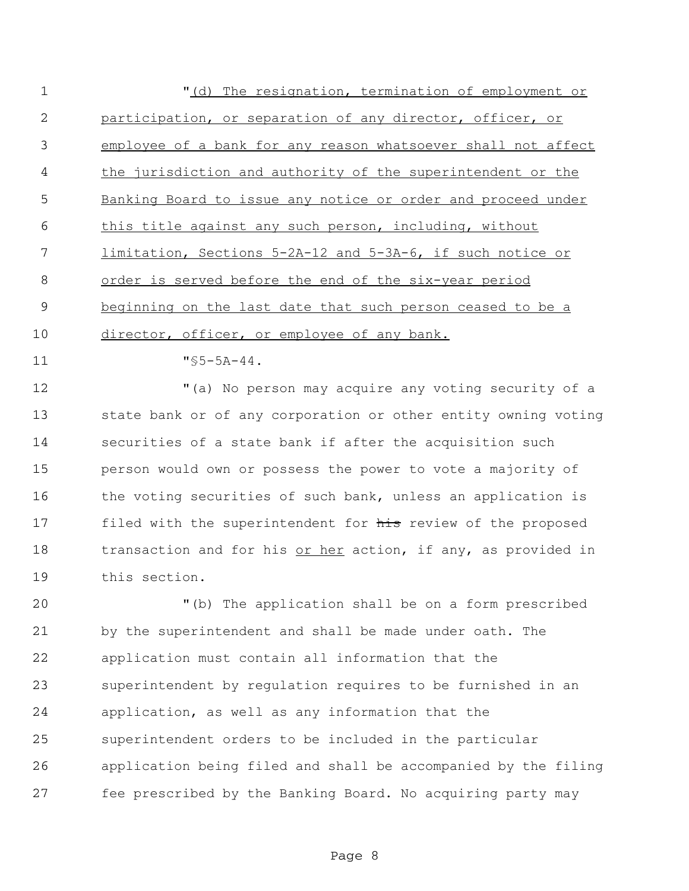"(d) The resignation, termination of employment or participation, or separation of any director, officer, or employee of a bank for any reason whatsoever shall not affect the jurisdiction and authority of the superintendent or the Banking Board to issue any notice or order and proceed under this title against any such person, including, without limitation, Sections 5-2A-12 and 5-3A-6, if such notice or order is served before the end of the six-year period beginning on the last date that such person ceased to be a director, officer, or employee of any bank.

"§5-5A-44.

"(a) No person may acquire any voting security of a state bank or of any corporation or other entity owning voting securities of a state bank if after the acquisition such person would own or possess the power to vote a majority of the voting securities of such bank, unless an application is filed with the superintendent for ~~his~~ review of the proposed transaction and for his or her action, if any, as provided in this section.

"(b) The application shall be on a form prescribed by the superintendent and shall be made under oath. The application must contain all information that the superintendent by regulation requires to be furnished in an application, as well as any information that the superintendent orders to be included in the particular application being filed and shall be accompanied by the filing fee prescribed by the Banking Board. No acquiring party may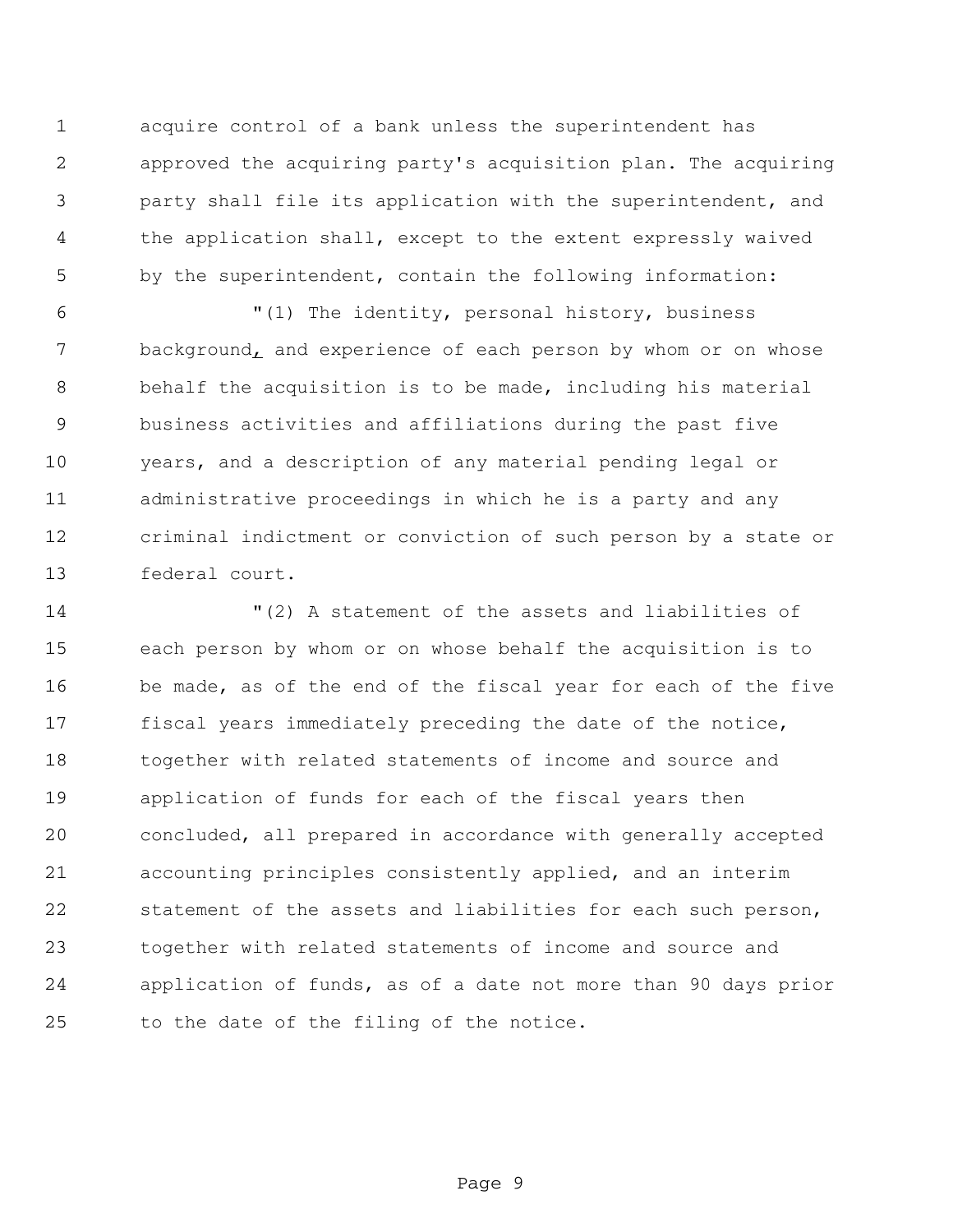acquire control of a bank unless the superintendent has approved the acquiring party's acquisition plan. The acquiring party shall file its application with the superintendent, and the application shall, except to the extent expressly waived by the superintendent, contain the following information:

"(1) The identity, personal history, business background, and experience of each person by whom or on whose behalf the acquisition is to be made, including his material business activities and affiliations during the past five years, and a description of any material pending legal or administrative proceedings in which he is a party and any criminal indictment or conviction of such person by a state or federal court.

"(2) A statement of the assets and liabilities of each person by whom or on whose behalf the acquisition is to be made, as of the end of the fiscal year for each of the five fiscal years immediately preceding the date of the notice, together with related statements of income and source and application of funds for each of the fiscal years then concluded, all prepared in accordance with generally accepted accounting principles consistently applied, and an interim statement of the assets and liabilities for each such person, together with related statements of income and source and application of funds, as of a date not more than 90 days prior to the date of the filing of the notice.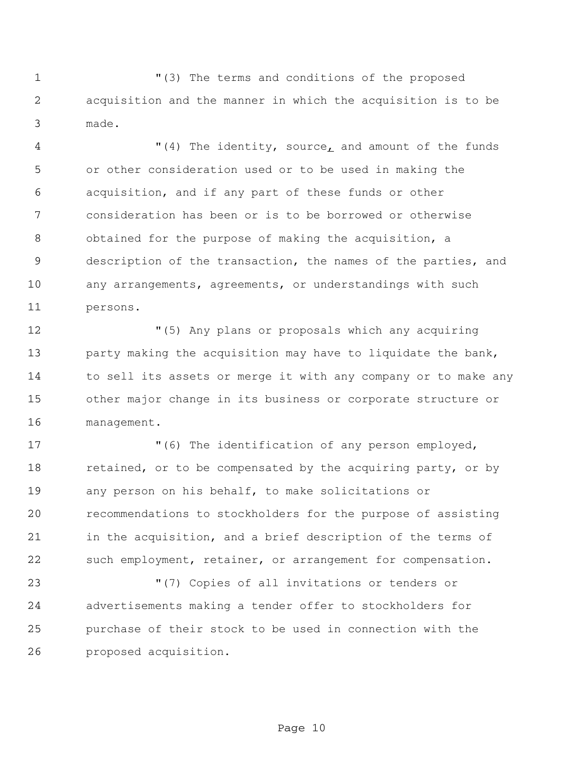"(3) The terms and conditions of the proposed acquisition and the manner in which the acquisition is to be made.

"(4) The identity, source, and amount of the funds or other consideration used or to be used in making the acquisition, and if any part of these funds or other consideration has been or is to be borrowed or otherwise obtained for the purpose of making the acquisition, a description of the transaction, the names of the parties, and any arrangements, agreements, or understandings with such persons.

"(5) Any plans or proposals which any acquiring party making the acquisition may have to liquidate the bank, to sell its assets or merge it with any company or to make any other major change in its business or corporate structure or management.

"(6) The identification of any person employed, retained, or to be compensated by the acquiring party, or by any person on his behalf, to make solicitations or recommendations to stockholders for the purpose of assisting in the acquisition, and a brief description of the terms of such employment, retainer, or arrangement for compensation.

"(7) Copies of all invitations or tenders or advertisements making a tender offer to stockholders for purchase of their stock to be used in connection with the proposed acquisition.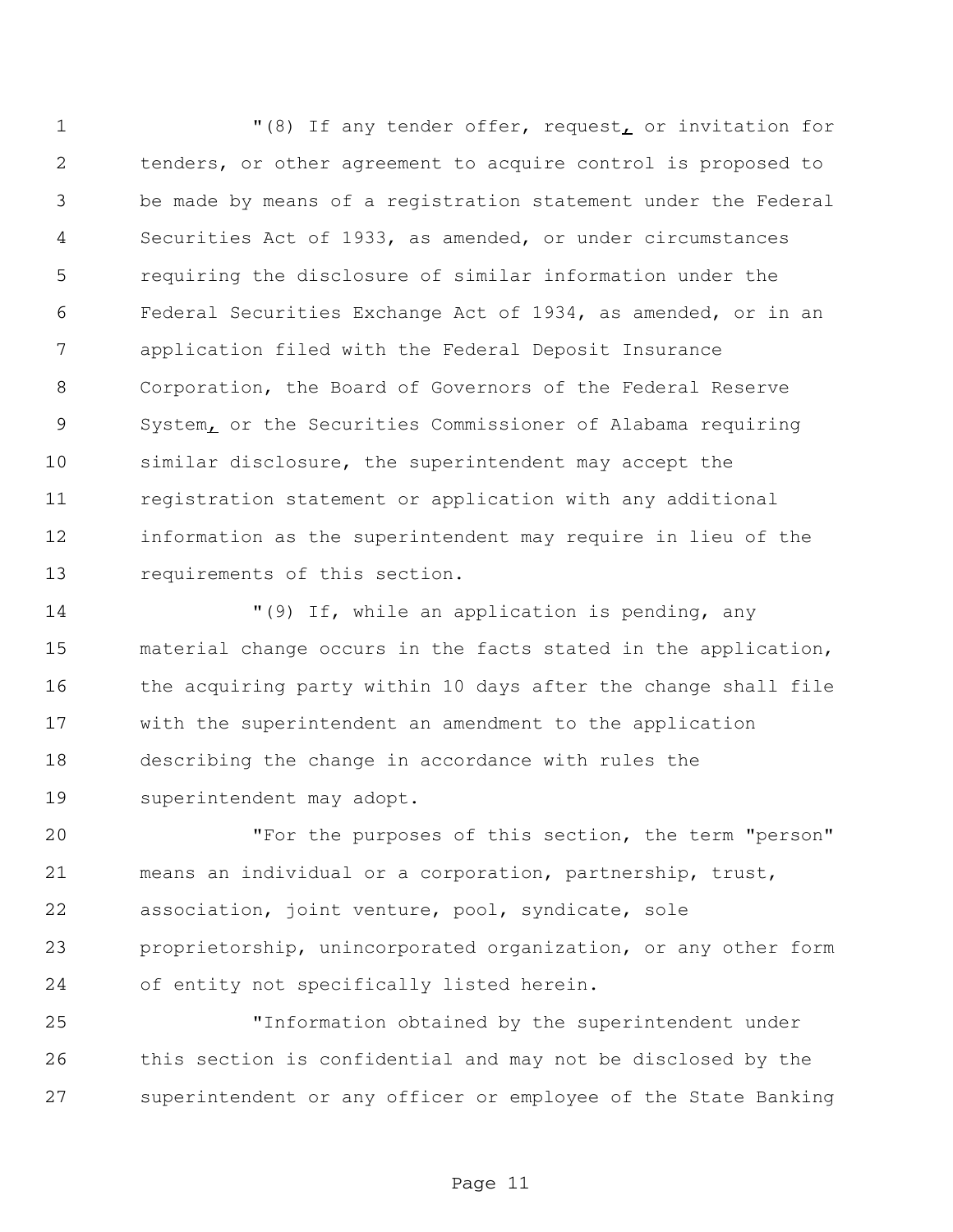"(8) If any tender offer, request, or invitation for tenders, or other agreement to acquire control is proposed to be made by means of a registration statement under the Federal Securities Act of 1933, as amended, or under circumstances requiring the disclosure of similar information under the Federal Securities Exchange Act of 1934, as amended, or in an application filed with the Federal Deposit Insurance Corporation, the Board of Governors of the Federal Reserve System, or the Securities Commissioner of Alabama requiring similar disclosure, the superintendent may accept the registration statement or application with any additional information as the superintendent may require in lieu of the requirements of this section.

"(9) If, while an application is pending, any material change occurs in the facts stated in the application, the acquiring party within 10 days after the change shall file with the superintendent an amendment to the application describing the change in accordance with rules the superintendent may adopt.

"For the purposes of this section, the term "person" means an individual or a corporation, partnership, trust, association, joint venture, pool, syndicate, sole proprietorship, unincorporated organization, or any other form of entity not specifically listed herein.

"Information obtained by the superintendent under this section is confidential and may not be disclosed by the superintendent or any officer or employee of the State Banking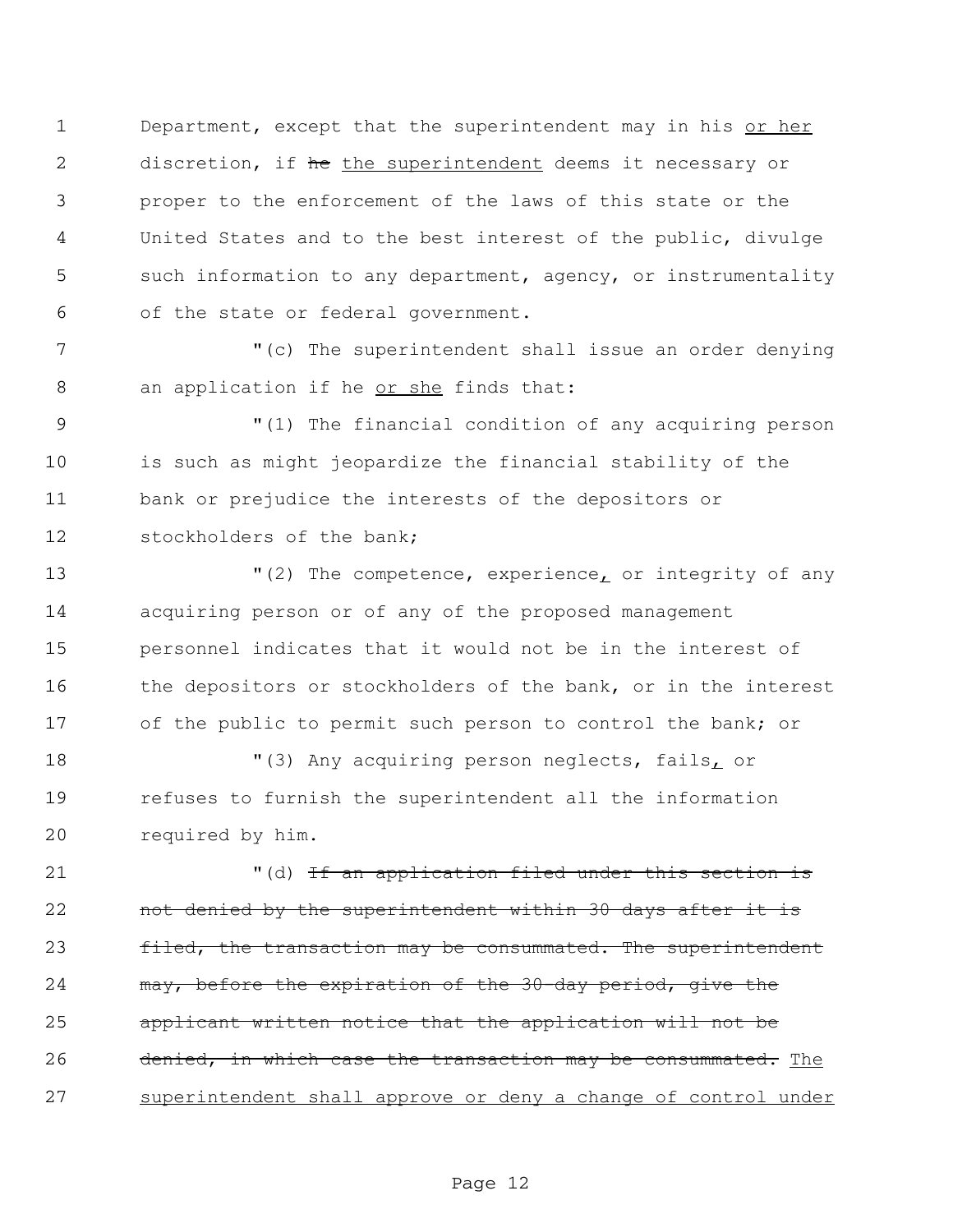Department, except that the superintendent may in his <u>or her</u> discretion, if ~~he~~ <u>the superintendent</u> deems it necessary or proper to the enforcement of the laws of this state or the United States and to the best interest of the public, divulge such information to any department, agency, or instrumentality of the state or federal government.

"(c) The superintendent shall issue an order denying an application if he <u>or she</u> finds that:

"(1) The financial condition of any acquiring person is such as might jeopardize the financial stability of the bank or prejudice the interests of the depositors or stockholders of the bank;

"(2) The competence, experience<u>,</u> or integrity of any acquiring person or of any of the proposed management personnel indicates that it would not be in the interest of the depositors or stockholders of the bank, or in the interest of the public to permit such person to control the bank; or

"(3) Any acquiring person neglects, fails<u>,</u> or refuses to furnish the superintendent all the information required by him.

"(d) ~~If an application filed under this section is not denied by the superintendent within 30 days after it is filed, the transaction may be consummated. The superintendent may, before the expiration of the 30-day period, give the applicant written notice that the application will not be denied, in which case the transaction may be consummated.~~ <u>The superintendent shall approve or deny a change of control under</u>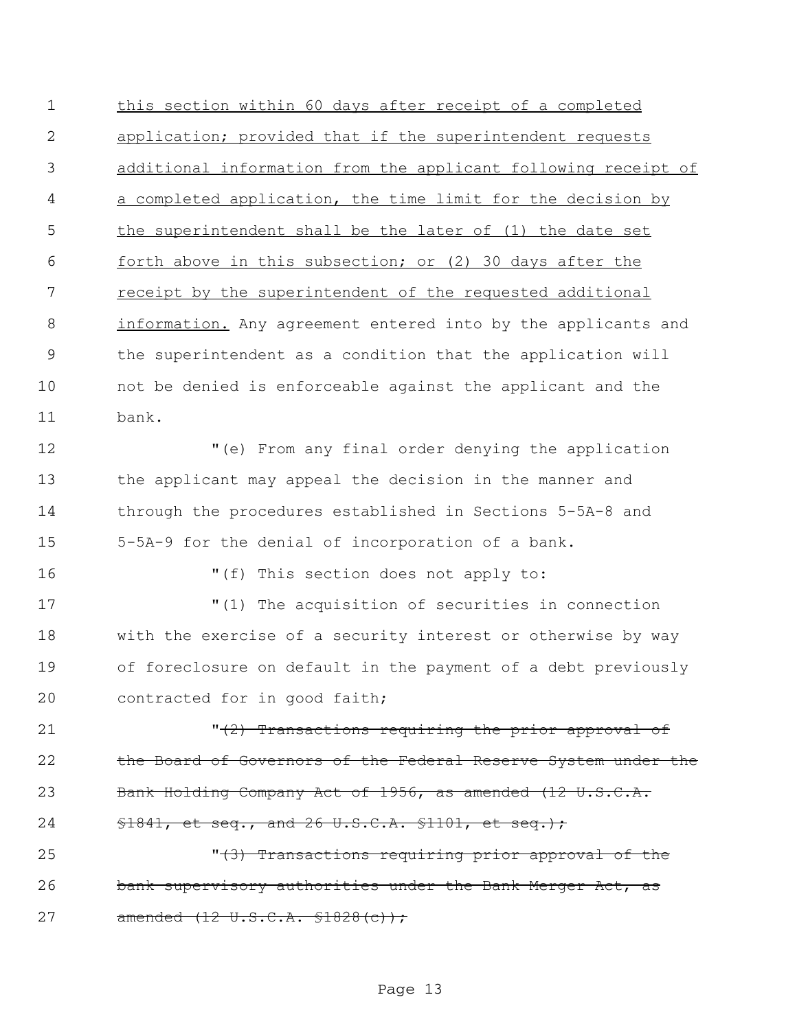this section within 60 days after receipt of a completed application; provided that if the superintendent requests additional information from the applicant following receipt of a completed application, the time limit for the decision by the superintendent shall be the later of (1) the date set forth above in this subsection; or (2) 30 days after the receipt by the superintendent of the requested additional information. Any agreement entered into by the applicants and the superintendent as a condition that the application will not be denied is enforceable against the applicant and the bank.

"(e) From any final order denying the application the applicant may appeal the decision in the manner and through the procedures established in Sections 5-5A-8 and 5-5A-9 for the denial of incorporation of a bank.

"(f) This section does not apply to:

"(1) The acquisition of securities in connection with the exercise of a security interest or otherwise by way of foreclosure on default in the payment of a debt previously contracted for in good faith;

"~~(2) Transactions requiring the prior approval of the Board of Governors of the Federal Reserve System under the Bank Holding Company Act of 1956, as amended (12 U.S.C.A. §1841, et seq., and 26 U.S.C.A. §1101, et seq.);~~

"~~(3) Transactions requiring prior approval of the bank supervisory authorities under the Bank Merger Act, as amended (12 U.S.C.A. §1828(c));~~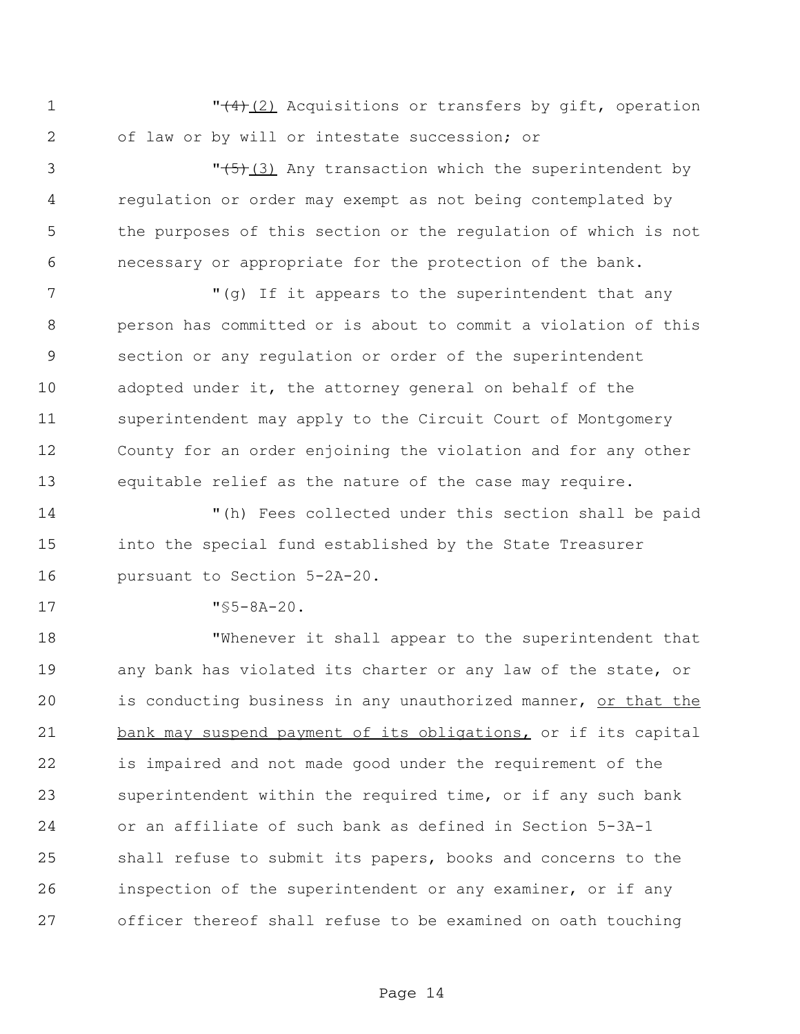"~~(4)~~ (2) Acquisitions or transfers by gift, operation of law or by will or intestate succession; or

"~~(5)~~ (3) Any transaction which the superintendent by regulation or order may exempt as not being contemplated by the purposes of this section or the regulation of which is not necessary or appropriate for the protection of the bank.

"(g) If it appears to the superintendent that any person has committed or is about to commit a violation of this section or any regulation or order of the superintendent adopted under it, the attorney general on behalf of the superintendent may apply to the Circuit Court of Montgomery County for an order enjoining the violation and for any other equitable relief as the nature of the case may require.

"(h) Fees collected under this section shall be paid into the special fund established by the State Treasurer pursuant to Section 5-2A-20.

"§5-8A-20.

"Whenever it shall appear to the superintendent that any bank has violated its charter or any law of the state, or is conducting business in any unauthorized manner, <u>or that the bank may suspend payment of its obligations,</u> or if its capital is impaired and not made good under the requirement of the superintendent within the required time, or if any such bank or an affiliate of such bank as defined in Section 5-3A-1 shall refuse to submit its papers, books and concerns to the inspection of the superintendent or any examiner, or if any officer thereof shall refuse to be examined on oath touching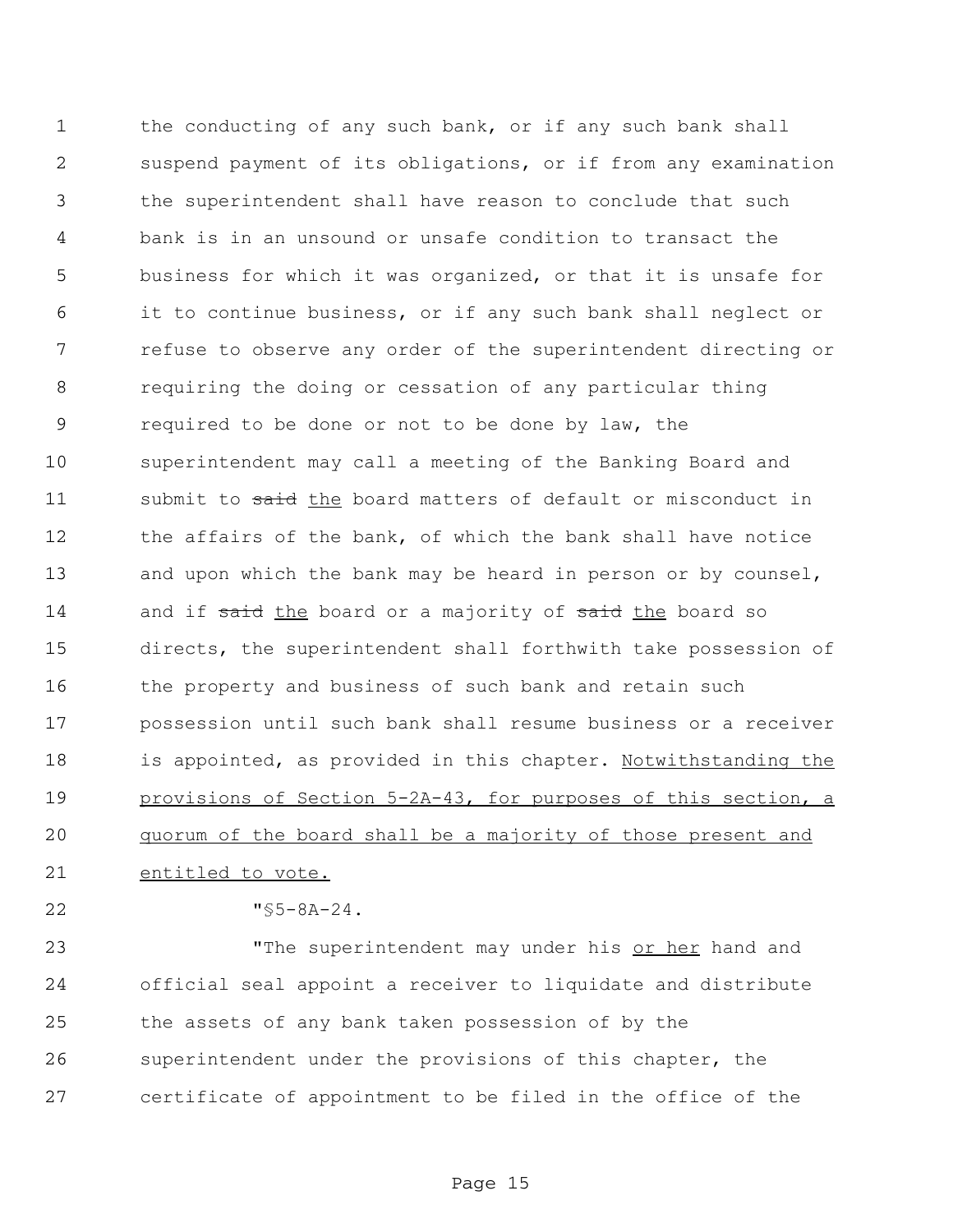the conducting of any such bank, or if any such bank shall suspend payment of its obligations, or if from any examination the superintendent shall have reason to conclude that such bank is in an unsound or unsafe condition to transact the business for which it was organized, or that it is unsafe for it to continue business, or if any such bank shall neglect or refuse to observe any order of the superintendent directing or requiring the doing or cessation of any particular thing required to be done or not to be done by law, the superintendent may call a meeting of the Banking Board and submit to ~~said~~ the board matters of default or misconduct in the affairs of the bank, of which the bank shall have notice and upon which the bank may be heard in person or by counsel, and if ~~said~~ the board or a majority of ~~said~~ the board so directs, the superintendent shall forthwith take possession of the property and business of such bank and retain such possession until such bank shall resume business or a receiver is appointed, as provided in this chapter. Notwithstanding the provisions of Section 5-2A-43, for purposes of this section, a quorum of the board shall be a majority of those present and entitled to vote.

"§5-8A-24.

"The superintendent may under his or her hand and official seal appoint a receiver to liquidate and distribute the assets of any bank taken possession of by the superintendent under the provisions of this chapter, the certificate of appointment to be filed in the office of the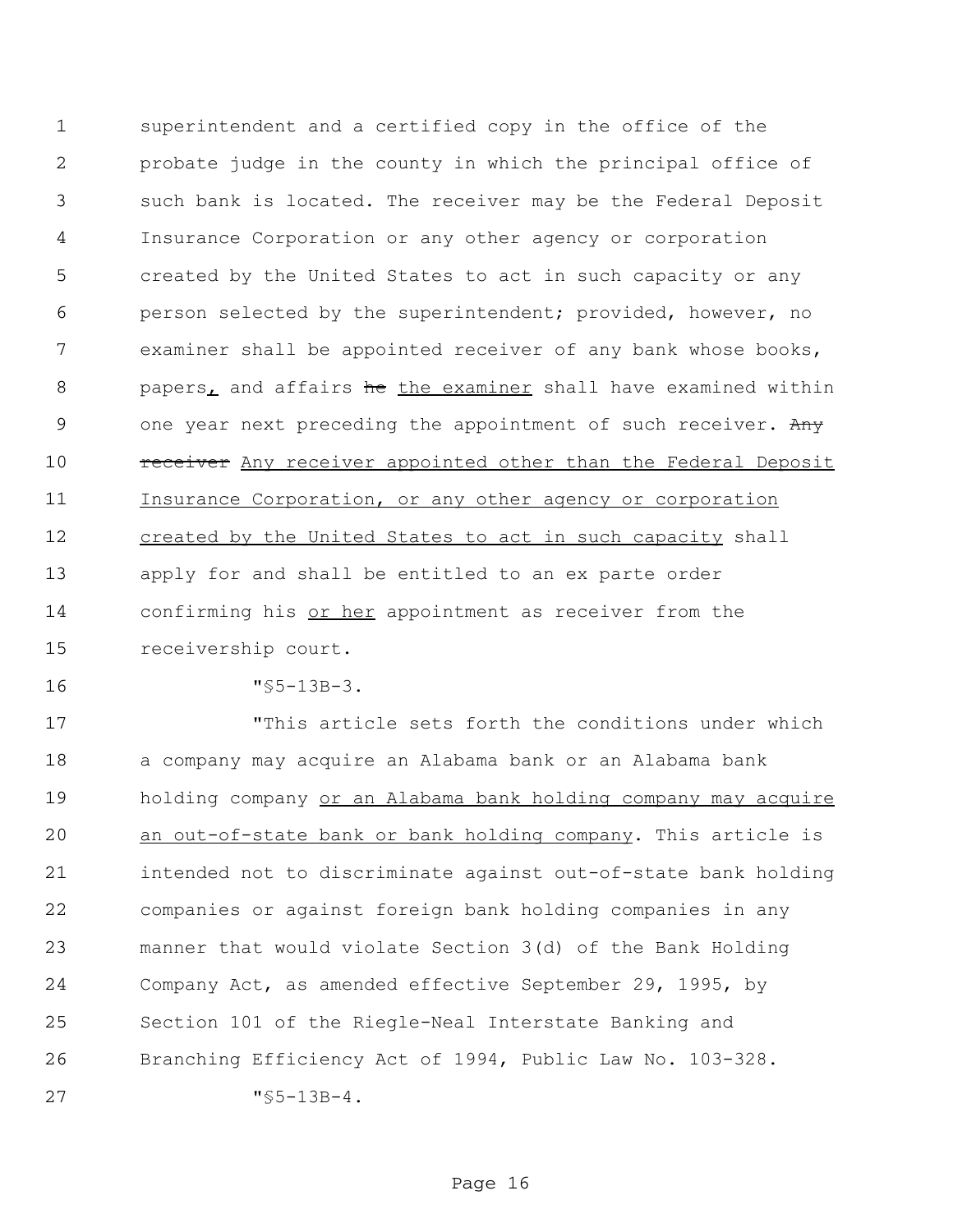superintendent and a certified copy in the office of the probate judge in the county in which the principal office of such bank is located. The receiver may be the Federal Deposit Insurance Corporation or any other agency or corporation created by the United States to act in such capacity or any person selected by the superintendent; provided, however, no examiner shall be appointed receiver of any bank whose books, papers, and affairs ~~he~~ the examiner shall have examined within one year next preceding the appointment of such receiver. ~~Any receiver~~ Any receiver appointed other than the Federal Deposit Insurance Corporation, or any other agency or corporation created by the United States to act in such capacity shall apply for and shall be entitled to an ex parte order confirming his or her appointment as receiver from the receivership court.

"§5-13B-3.

"This article sets forth the conditions under which a company may acquire an Alabama bank or an Alabama bank holding company or an Alabama bank holding company may acquire an out-of-state bank or bank holding company. This article is intended not to discriminate against out-of-state bank holding companies or against foreign bank holding companies in any manner that would violate Section 3(d) of the Bank Holding Company Act, as amended effective September 29, 1995, by Section 101 of the Riegle-Neal Interstate Banking and Branching Efficiency Act of 1994, Public Law No. 103-328.

"§5-13B-4.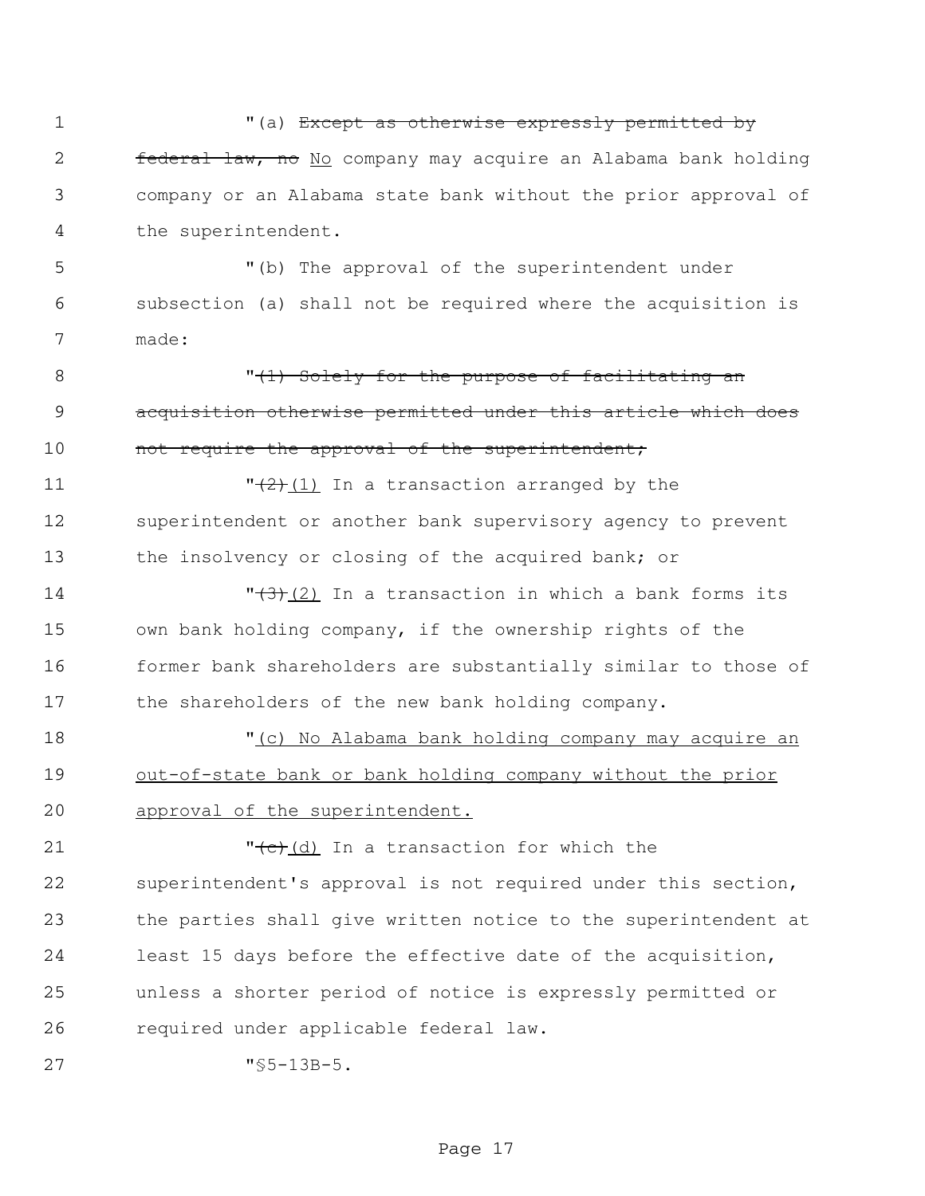"(a) ~~Except as otherwise expressly permitted by federal law, no~~ No company may acquire an Alabama bank holding company or an Alabama state bank without the prior approval of the superintendent.

"(b) The approval of the superintendent under subsection (a) shall not be required where the acquisition is made:

"~~(1) Solely for the purpose of facilitating an acquisition otherwise permitted under this article which does not require the approval of the superintendent;~~

"~~(2)~~ (1) In a transaction arranged by the superintendent or another bank supervisory agency to prevent the insolvency or closing of the acquired bank; or

"~~(3)~~ (2) In a transaction in which a bank forms its own bank holding company, if the ownership rights of the former bank shareholders are substantially similar to those of the shareholders of the new bank holding company.

"(c) No Alabama bank holding company may acquire an out-of-state bank or bank holding company without the prior approval of the superintendent.

"~~(c)~~ (d) In a transaction for which the superintendent's approval is not required under this section, the parties shall give written notice to the superintendent at least 15 days before the effective date of the acquisition, unless a shorter period of notice is expressly permitted or required under applicable federal law.

"§5-13B-5.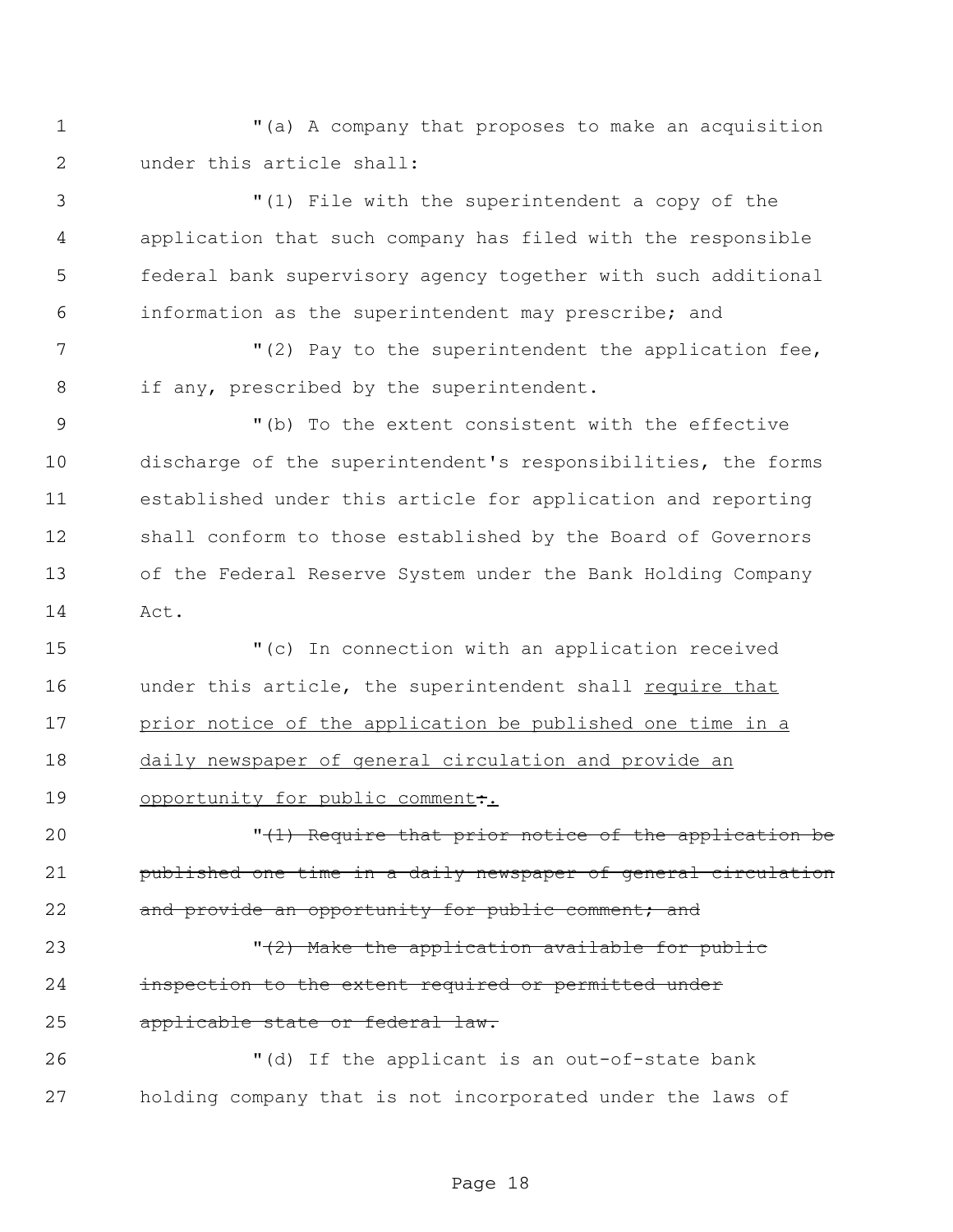"(a) A company that proposes to make an acquisition under this article shall:

"(1) File with the superintendent a copy of the application that such company has filed with the responsible federal bank supervisory agency together with such additional information as the superintendent may prescribe; and

"(2) Pay to the superintendent the application fee, if any, prescribed by the superintendent.

"(b) To the extent consistent with the effective discharge of the superintendent's responsibilities, the forms established under this article for application and reporting shall conform to those established by the Board of Governors of the Federal Reserve System under the Bank Holding Company Act.

"(c) In connection with an application received under this article, the superintendent shall <u>require that prior notice of the application be published one time in a daily newspaper of general circulation and provide an opportunity for public comment</u>~~:~~<u>.</u>

"~~(1) Require that prior notice of the application be published one time in a daily newspaper of general circulation and provide an opportunity for public comment; and~~

"~~(2) Make the application available for public inspection to the extent required or permitted under applicable state or federal law.~~

"(d) If the applicant is an out-of-state bank holding company that is not incorporated under the laws of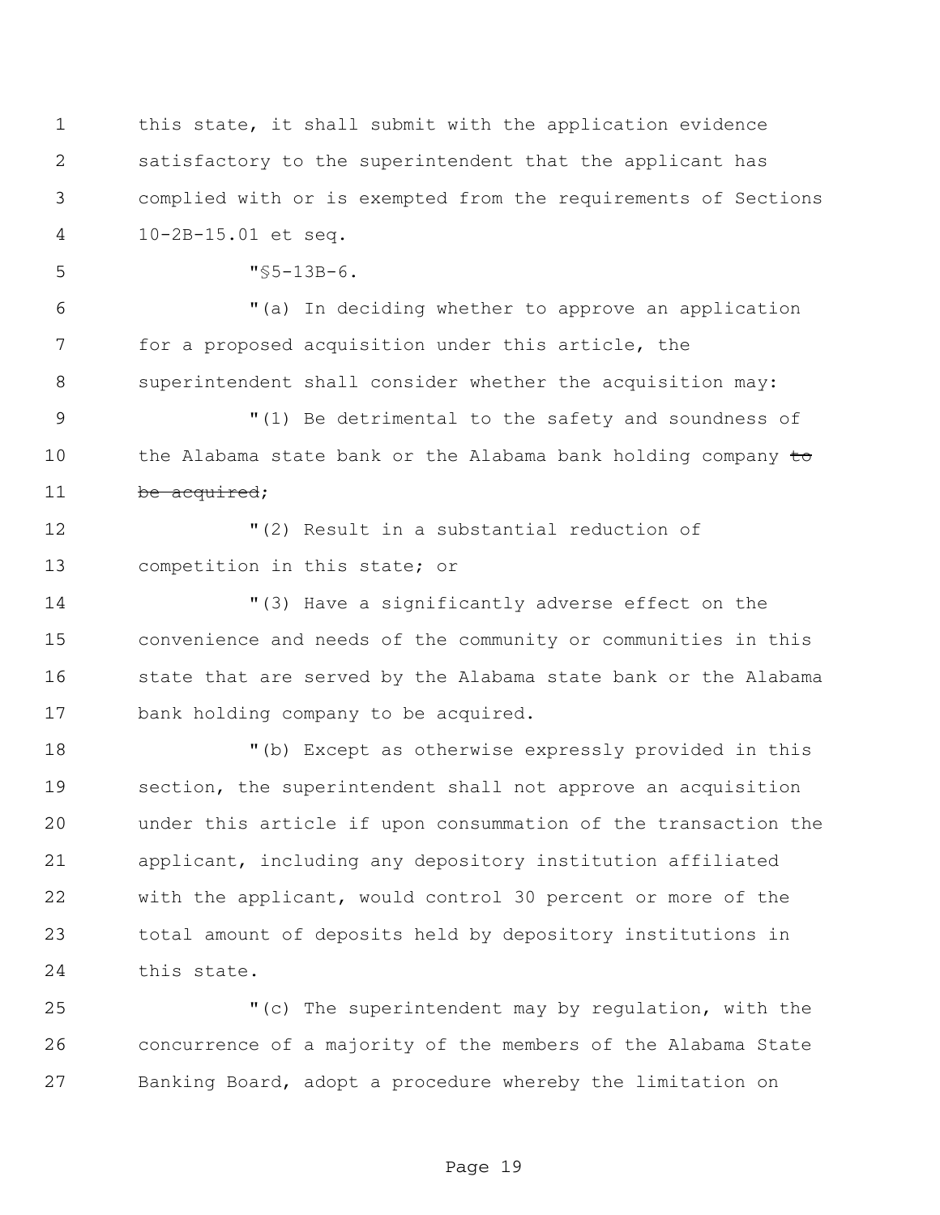this state, it shall submit with the application evidence satisfactory to the superintendent that the applicant has complied with or is exempted from the requirements of Sections 10-2B-15.01 et seq.

"§5-13B-6.

"(a) In deciding whether to approve an application for a proposed acquisition under this article, the superintendent shall consider whether the acquisition may:

"(1) Be detrimental to the safety and soundness of the Alabama state bank or the Alabama bank holding company ~~to be acquired~~;

"(2) Result in a substantial reduction of competition in this state; or

"(3) Have a significantly adverse effect on the convenience and needs of the community or communities in this state that are served by the Alabama state bank or the Alabama bank holding company to be acquired.

"(b) Except as otherwise expressly provided in this section, the superintendent shall not approve an acquisition under this article if upon consummation of the transaction the applicant, including any depository institution affiliated with the applicant, would control 30 percent or more of the total amount of deposits held by depository institutions in this state.

"(c) The superintendent may by regulation, with the concurrence of a majority of the members of the Alabama State Banking Board, adopt a procedure whereby the limitation on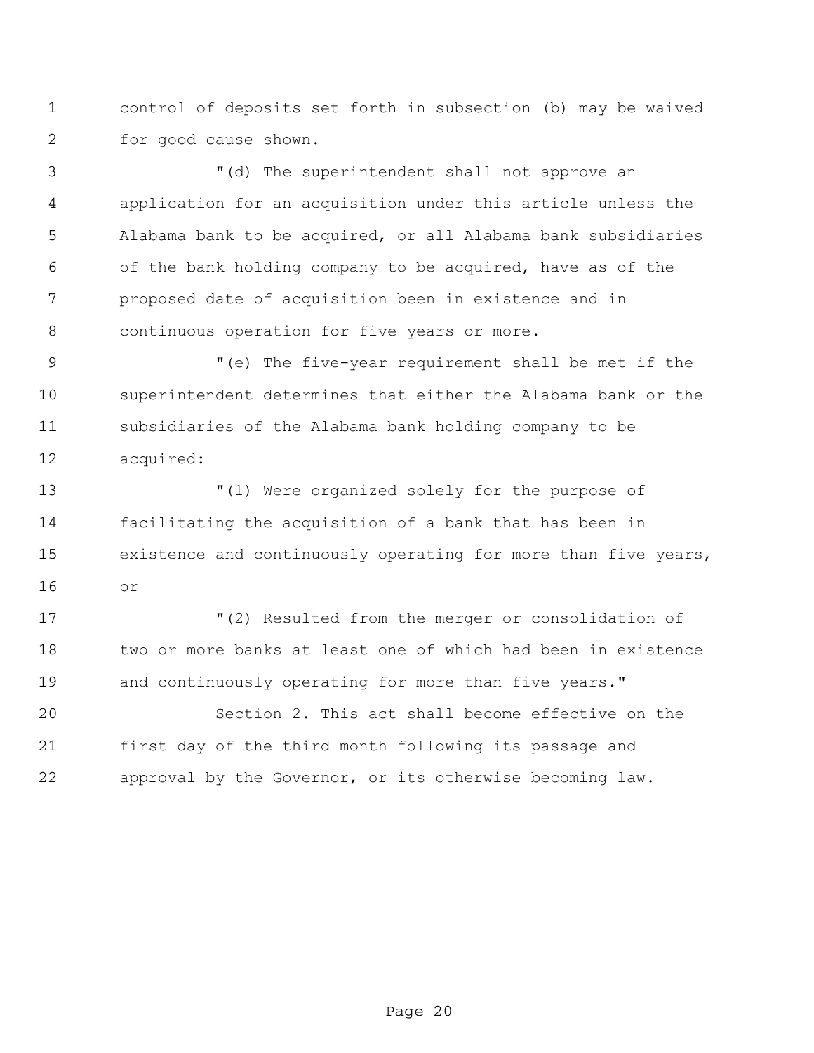control of deposits set forth in subsection (b) may be waived for good cause shown.

"(d) The superintendent shall not approve an application for an acquisition under this article unless the Alabama bank to be acquired, or all Alabama bank subsidiaries of the bank holding company to be acquired, have as of the proposed date of acquisition been in existence and in continuous operation for five years or more.

"(e) The five-year requirement shall be met if the superintendent determines that either the Alabama bank or the subsidiaries of the Alabama bank holding company to be acquired:

"(1) Were organized solely for the purpose of facilitating the acquisition of a bank that has been in existence and continuously operating for more than five years, or

"(2) Resulted from the merger or consolidation of two or more banks at least one of which had been in existence and continuously operating for more than five years."

Section 2. This act shall become effective on the first day of the third month following its passage and approval by the Governor, or its otherwise becoming law.